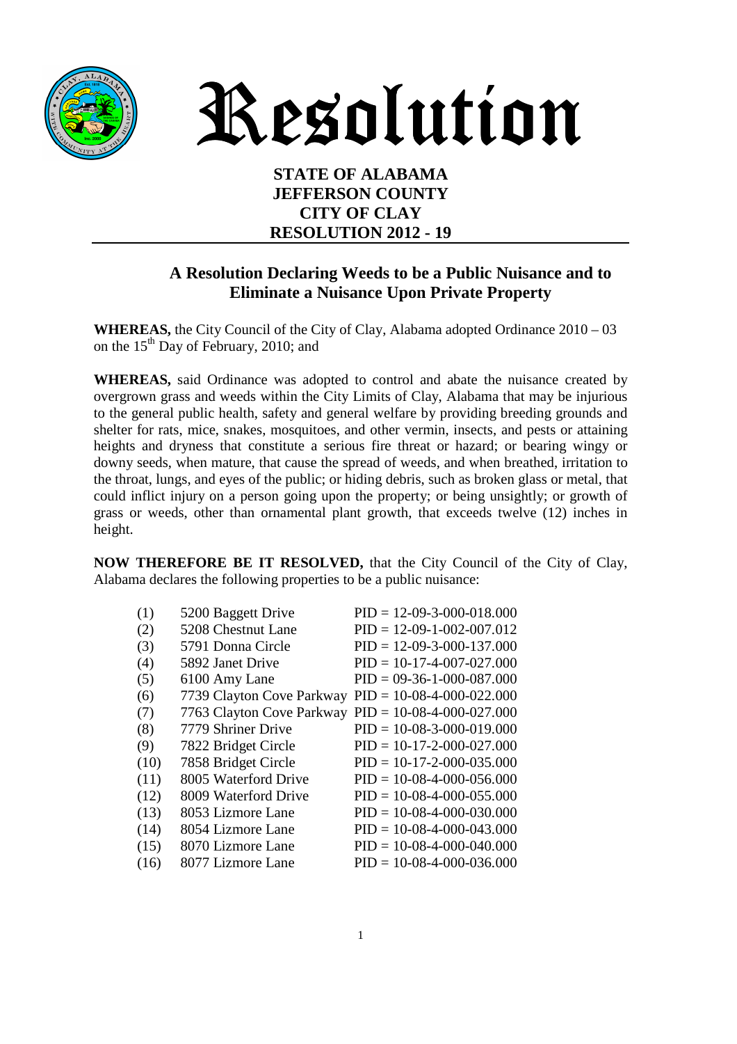# Resolution

**STATE OF ALABAMA**
**JEFFERSON COUNTY**
**CITY OF CLAY**
**RESOLUTION 2012 - 19**

## A Resolution Declaring Weeds to be a Public Nuisance and to Eliminate a Nuisance Upon Private Property

**WHEREAS,** the City Council of the City of Clay, Alabama adopted Ordinance 2010 – 03 on the 15th Day of February, 2010; and

**WHEREAS,** said Ordinance was adopted to control and abate the nuisance created by overgrown grass and weeds within the City Limits of Clay, Alabama that may be injurious to the general public health, safety and general welfare by providing breeding grounds and shelter for rats, mice, snakes, mosquitoes, and other vermin, insects, and pests or attaining heights and dryness that constitute a serious fire threat or hazard; or bearing wingy or downy seeds, when mature, that cause the spread of weeds, and when breathed, irritation to the throat, lungs, and eyes of the public; or hiding debris, such as broken glass or metal, that could inflict injury on a person going upon the property; or being unsightly; or growth of grass or weeds, other than ornamental plant growth, that exceeds twelve (12) inches in height.

**NOW THEREFORE BE IT RESOLVED,** that the City Council of the City of Clay, Alabama declares the following properties to be a public nuisance:

| | | |
|---|---|---|
| (1) | 5200 Baggett Drive | PID = 12-09-3-000-018.000 |
| (2) | 5208 Chestnut Lane | PID = 12-09-1-002-007.012 |
| (3) | 5791 Donna Circle | PID = 12-09-3-000-137.000 |
| (4) | 5892 Janet Drive | PID = 10-17-4-007-027.000 |
| (5) | 6100 Amy Lane | PID = 09-36-1-000-087.000 |
| (6) | 7739 Clayton Cove Parkway | PID = 10-08-4-000-022.000 |
| (7) | 7763 Clayton Cove Parkway | PID = 10-08-4-000-027.000 |
| (8) | 7779 Shriner Drive | PID = 10-08-3-000-019.000 |
| (9) | 7822 Bridget Circle | PID = 10-17-2-000-027.000 |
| (10) | 7858 Bridget Circle | PID = 10-17-2-000-035.000 |
| (11) | 8005 Waterford Drive | PID = 10-08-4-000-056.000 |
| (12) | 8009 Waterford Drive | PID = 10-08-4-000-055.000 |
| (13) | 8053 Lizmore Lane | PID = 10-08-4-000-030.000 |
| (14) | 8054 Lizmore Lane | PID = 10-08-4-000-043.000 |
| (15) | 8070 Lizmore Lane | PID = 10-08-4-000-040.000 |
| (16) | 8077 Lizmore Lane | PID = 10-08-4-000-036.000 |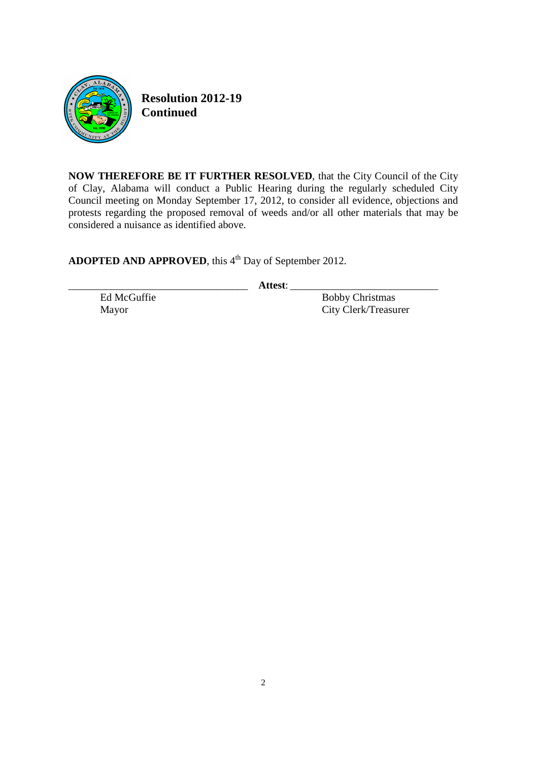**Resolution 2012-19**
**Continued**

**NOW THEREFORE BE IT FURTHER RESOLVED**, that the City Council of the City of Clay, Alabama will conduct a Public Hearing during the regularly scheduled City Council meeting on Monday September 17, 2012, to consider all evidence, objections and protests regarding the proposed removal of weeds and/or all other materials that may be considered a nuisance as identified above.

**ADOPTED AND APPROVED**, this 4th Day of September 2012.

\_\_\_\_\_\_\_\_\_\_\_\_\_\_\_\_\_\_\_\_\_\_\_\_\_\_\_\_\_\_\_\_\_\_ **Attest**: \_\_\_\_\_\_\_\_\_\_\_\_\_\_\_\_\_\_\_\_\_\_\_\_\_\_\_\_

Ed McGuffie
Mayor

Bobby Christmas
City Clerk/Treasurer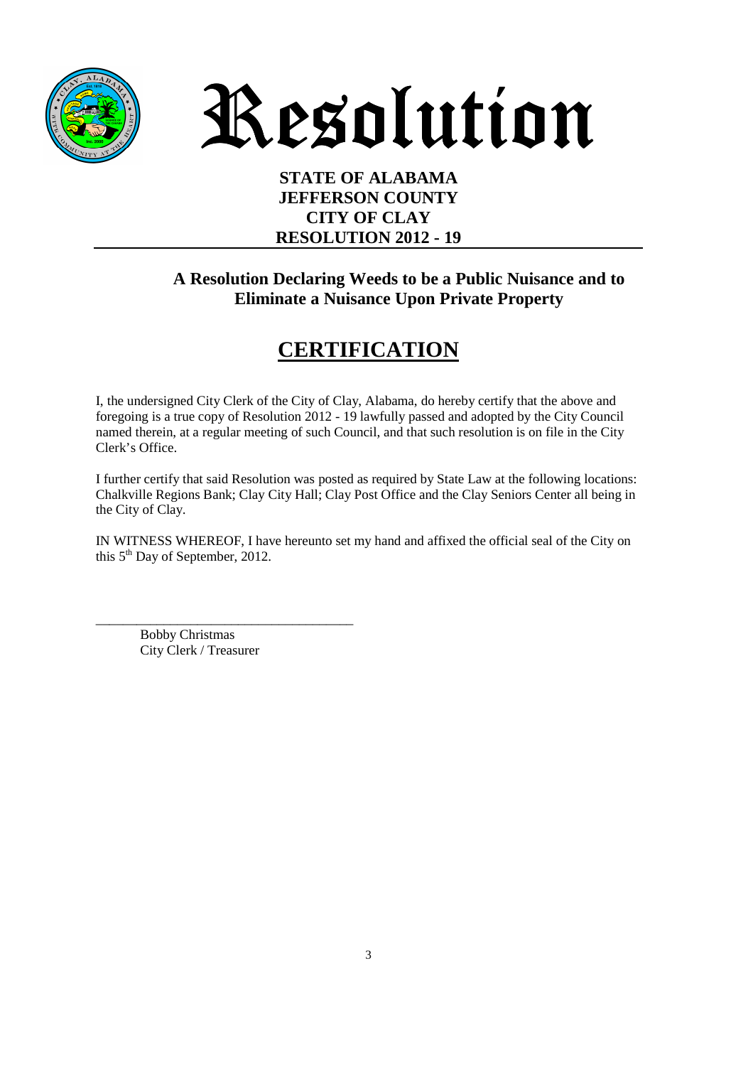# Resolution

**STATE OF ALABAMA**
**JEFFERSON COUNTY**
**CITY OF CLAY**
**RESOLUTION 2012 - 19**

---

**A Resolution Declaring Weeds to be a Public Nuisance and to Eliminate a Nuisance Upon Private Property**

## CERTIFICATION

I, the undersigned City Clerk of the City of Clay, Alabama, do hereby certify that the above and foregoing is a true copy of Resolution 2012 - 19 lawfully passed and adopted by the City Council named therein, at a regular meeting of such Council, and that such resolution is on file in the City Clerk's Office.

I further certify that said Resolution was posted as required by State Law at the following locations: Chalkville Regions Bank; Clay City Hall; Clay Post Office and the Clay Seniors Center all being in the City of Clay.

IN WITNESS WHEREOF, I have hereunto set my hand and affixed the official seal of the City on this 5th Day of September, 2012.

\_\_\_\_\_\_\_\_\_\_\_\_\_\_\_\_\_\_\_\_\_\_\_\_\_\_\_\_\_\_\_\_\_\_\_\_\_\_\_\_

Bobby Christmas
City Clerk / Treasurer